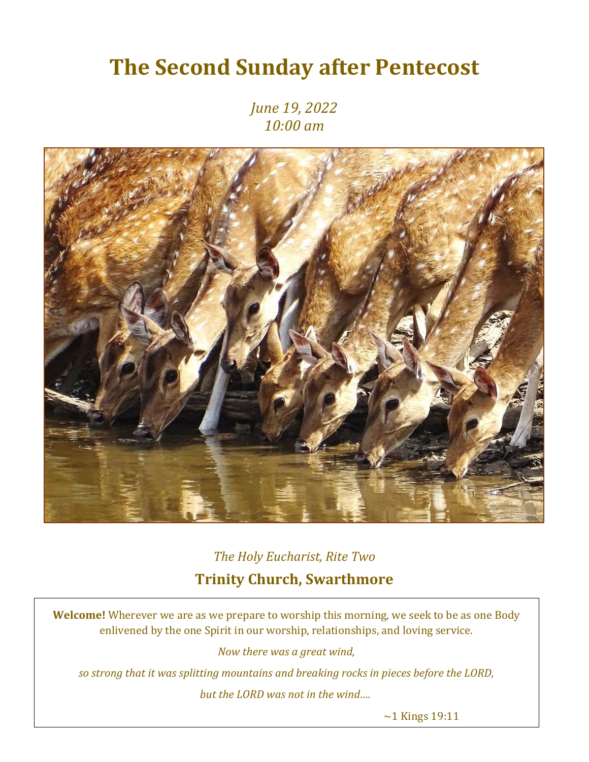# The Second Sunday after Pentecost

*June 19, 2022*
*10:00 am*

*The Holy Eucharist, Rite Two*

## Trinity Church, Swarthmore

**Welcome!** Wherever we are as we prepare to worship this morning, we seek to be as one Body enlivened by the one Spirit in our worship, relationships, and loving service.

*Now there was a great wind,*

*so strong that it was splitting mountains and breaking rocks in pieces before the LORD,*

*but the LORD was not in the wind….*

~1 Kings 19:11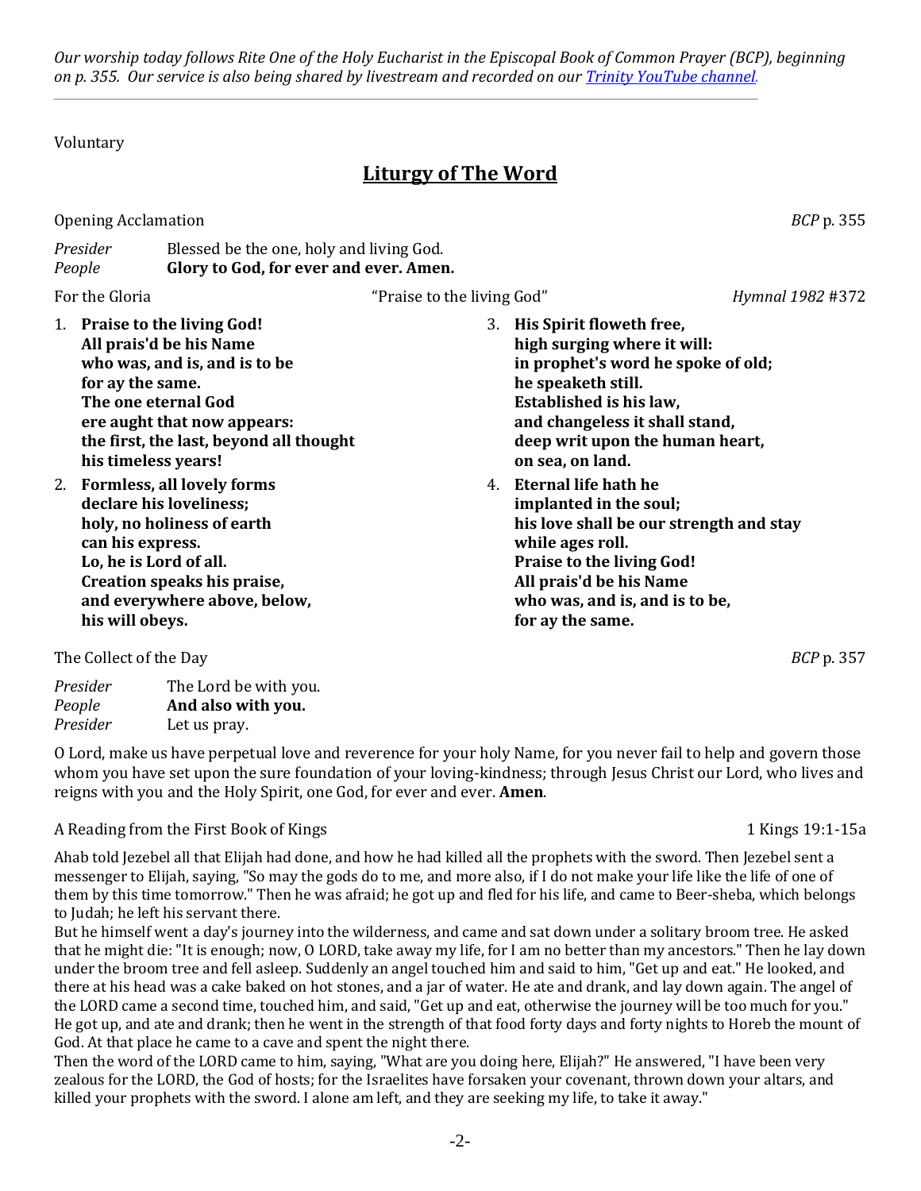*Our worship today follows Rite One of the Holy Eucharist in the Episcopal Book of Common Prayer (BCP), beginning on p. 355. Our service is also being shared by livestream and recorded on our [Trinity YouTube channel.](#)*

---

Voluntary

## Liturgy of The Word

Opening Acclamation *BCP* p. 355

*Presider* Blessed be the one, holy and living God.
*People* **Glory to God, for ever and ever. Amen.**

For the Gloria "Praise to the living God" *Hymnal 1982* #372

1. **Praise to the living God!**
   **All prais'd be his Name**
   **who was, and is, and is to be**
   **for ay the same.**
   **The one eternal God**
   **ere aught that now appears:**
   **the first, the last, beyond all thought**
   **his timeless years!**
2. **Formless, all lovely forms**
   **declare his loveliness;**
   **holy, no holiness of earth**
   **can his express.**
   **Lo, he is Lord of all.**
   **Creation speaks his praise,**
   **and everywhere above, below,**
   **his will obeys.**
3. **His Spirit floweth free,**
   **high surging where it will:**
   **in prophet's word he spoke of old;**
   **he speaketh still.**
   **Established is his law,**
   **and changeless it shall stand,**
   **deep writ upon the human heart,**
   **on sea, on land.**
4. **Eternal life hath he**
   **implanted in the soul;**
   **his love shall be our strength and stay**
   **while ages roll.**
   **Praise to the living God!**
   **All prais'd be his Name**
   **who was, and is, and is to be,**
   **for ay the same.**

The Collect of the Day *BCP* p. 357

*Presider* The Lord be with you.
*People* **And also with you.**
*Presider* Let us pray.

O Lord, make us have perpetual love and reverence for your holy Name, for you never fail to help and govern those whom you have set upon the sure foundation of your loving-kindness; through Jesus Christ our Lord, who lives and reigns with you and the Holy Spirit, one God, for ever and ever. **Amen**.

A Reading from the First Book of Kings 1 Kings 19:1-15a

Ahab told Jezebel all that Elijah had done, and how he had killed all the prophets with the sword. Then Jezebel sent a messenger to Elijah, saying, "So may the gods do to me, and more also, if I do not make your life like the life of one of them by this time tomorrow." Then he was afraid; he got up and fled for his life, and came to Beer-sheba, which belongs to Judah; he left his servant there.

But he himself went a day's journey into the wilderness, and came and sat down under a solitary broom tree. He asked that he might die: "It is enough; now, O LORD, take away my life, for I am no better than my ancestors." Then he lay down under the broom tree and fell asleep. Suddenly an angel touched him and said to him, "Get up and eat." He looked, and there at his head was a cake baked on hot stones, and a jar of water. He ate and drank, and lay down again. The angel of the LORD came a second time, touched him, and said, "Get up and eat, otherwise the journey will be too much for you." He got up, and ate and drank; then he went in the strength of that food forty days and forty nights to Horeb the mount of God. At that place he came to a cave and spent the night there.

Then the word of the LORD came to him, saying, "What are you doing here, Elijah?" He answered, "I have been very zealous for the LORD, the God of hosts; for the Israelites have forsaken your covenant, thrown down your altars, and killed your prophets with the sword. I alone am left, and they are seeking my life, to take it away."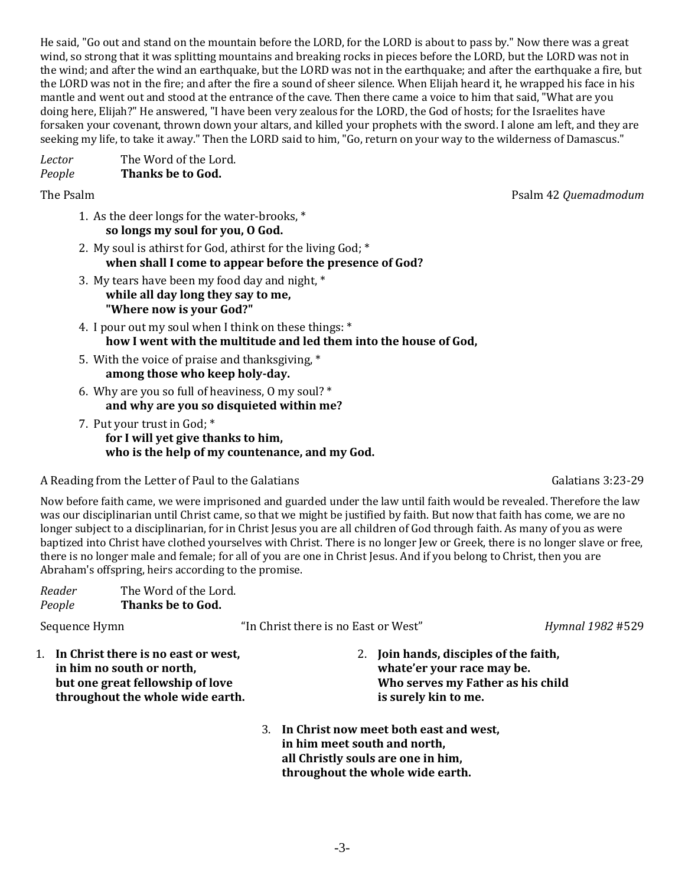He said, "Go out and stand on the mountain before the LORD, for the LORD is about to pass by." Now there was a great wind, so strong that it was splitting mountains and breaking rocks in pieces before the LORD, but the LORD was not in the wind; and after the wind an earthquake, but the LORD was not in the earthquake; and after the earthquake a fire, but the LORD was not in the fire; and after the fire a sound of sheer silence. When Elijah heard it, he wrapped his face in his mantle and went out and stood at the entrance of the cave. Then there came a voice to him that said, "What are you doing here, Elijah?" He answered, "I have been very zealous for the LORD, the God of hosts; for the Israelites have forsaken your covenant, thrown down your altars, and killed your prophets with the sword. I alone am left, and they are seeking my life, to take it away." Then the LORD said to him, "Go, return on your way to the wilderness of Damascus."

*Lector* The Word of the Lord.
*People* **Thanks be to God.**

The Psalm — Psalm 42 *Quemadmodum*

1. As the deer longs for the water-brooks, *
   **so longs my soul for you, O God.**
2. My soul is athirst for God, athirst for the living God; *
   **when shall I come to appear before the presence of God?**
3. My tears have been my food day and night, *
   **while all day long they say to me,**
   **"Where now is your God?"**
4. I pour out my soul when I think on these things: *
   **how I went with the multitude and led them into the house of God,**
5. With the voice of praise and thanksgiving, *
   **among those who keep holy-day.**
6. Why are you so full of heaviness, O my soul? *
   **and why are you so disquieted within me?**
7. Put your trust in God; *
   **for I will yet give thanks to him,**
   **who is the help of my countenance, and my God.**

A Reading from the Letter of Paul to the Galatians — Galatians 3:23-29

Now before faith came, we were imprisoned and guarded under the law until faith would be revealed. Therefore the law was our disciplinarian until Christ came, so that we might be justified by faith. But now that faith has come, we are no longer subject to a disciplinarian, for in Christ Jesus you are all children of God through faith. As many of you as were baptized into Christ have clothed yourselves with Christ. There is no longer Jew or Greek, there is no longer slave or free, there is no longer male and female; for all of you are one in Christ Jesus. And if you belong to Christ, then you are Abraham's offspring, heirs according to the promise.

*Reader* The Word of the Lord.
*People* **Thanks be to God.**

Sequence Hymn — "In Christ there is no East or West" — *Hymnal 1982* #529

1. **In Christ there is no east or west,**
   **in him no south or north,**
   **but one great fellowship of love**
   **throughout the whole wide earth.**
2. **Join hands, disciples of the faith,**
   **whate'er your race may be.**
   **Who serves my Father as his child**
   **is surely kin to me.**
3. **In Christ now meet both east and west,**
   **in him meet south and north,**
   **all Christly souls are one in him,**
   **throughout the whole wide earth.**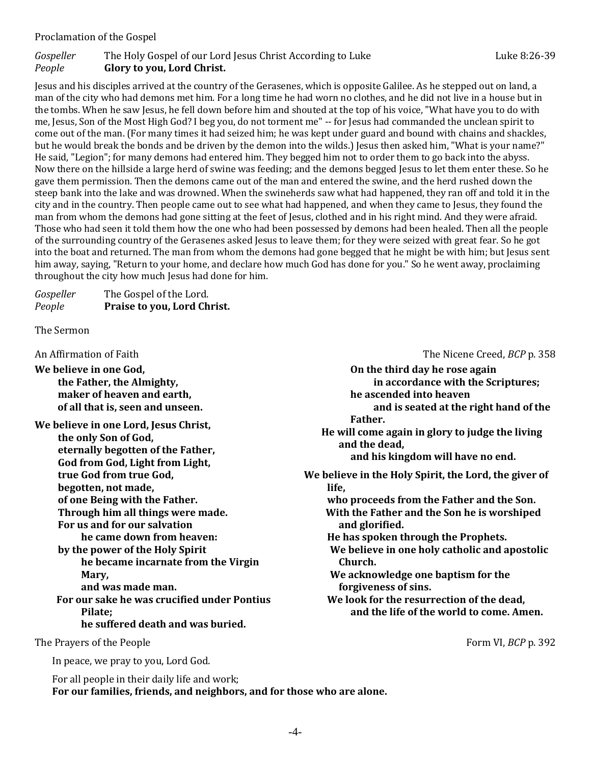Proclamation of the Gospel

*Gospeller* The Holy Gospel of our Lord Jesus Christ According to Luke Luke 8:26-39
*People* **Glory to you, Lord Christ.**

Jesus and his disciples arrived at the country of the Gerasenes, which is opposite Galilee. As he stepped out on land, a man of the city who had demons met him. For a long time he had worn no clothes, and he did not live in a house but in the tombs. When he saw Jesus, he fell down before him and shouted at the top of his voice, "What have you to do with me, Jesus, Son of the Most High God? I beg you, do not torment me" -- for Jesus had commanded the unclean spirit to come out of the man. (For many times it had seized him; he was kept under guard and bound with chains and shackles, but he would break the bonds and be driven by the demon into the wilds.) Jesus then asked him, "What is your name?" He said, "Legion"; for many demons had entered him. They begged him not to order them to go back into the abyss. Now there on the hillside a large herd of swine was feeding; and the demons begged Jesus to let them enter these. So he gave them permission. Then the demons came out of the man and entered the swine, and the herd rushed down the steep bank into the lake and was drowned. When the swineherds saw what had happened, they ran off and told it in the city and in the country. Then people came out to see what had happened, and when they came to Jesus, they found the man from whom the demons had gone sitting at the feet of Jesus, clothed and in his right mind. And they were afraid. Those who had seen it told them how the one who had been possessed by demons had been healed. Then all the people of the surrounding country of the Gerasenes asked Jesus to leave them; for they were seized with great fear. So he got into the boat and returned. The man from whom the demons had gone begged that he might be with him; but Jesus sent him away, saying, "Return to your home, and declare how much God has done for you." So he went away, proclaiming throughout the city how much Jesus had done for him.

*Gospeller* The Gospel of the Lord.
*People* **Praise to you, Lord Christ.**

The Sermon

An Affirmation of Faith The Nicene Creed, *BCP* p. 358

**We believe in one God,**
**the Father, the Almighty,**
**maker of heaven and earth,**
**of all that is, seen and unseen.**

**We believe in one Lord, Jesus Christ,**
**the only Son of God,**
**eternally begotten of the Father,**
**God from God, Light from Light,**
**true God from true God,**
**begotten, not made,**
**of one Being with the Father.**
**Through him all things were made.**
**For us and for our salvation**
**he came down from heaven:**
**by the power of the Holy Spirit**
**he became incarnate from the Virgin Mary,**
**and was made man.**
**For our sake he was crucified under Pontius Pilate;**
**he suffered death and was buried.**
**On the third day he rose again**
**in accordance with the Scriptures;**
**he ascended into heaven**
**and is seated at the right hand of the Father.**
**He will come again in glory to judge the living and the dead,**
**and his kingdom will have no end.**

**We believe in the Holy Spirit, the Lord, the giver of life,**
**who proceeds from the Father and the Son.**
**With the Father and the Son he is worshiped and glorified.**
**He has spoken through the Prophets.**
**We believe in one holy catholic and apostolic Church.**
**We acknowledge one baptism for the forgiveness of sins.**
**We look for the resurrection of the dead,**
**and the life of the world to come. Amen.**

The Prayers of the People Form VI, *BCP* p. 392

In peace, we pray to you, Lord God.

For all people in their daily life and work;
**For our families, friends, and neighbors, and for those who are alone.**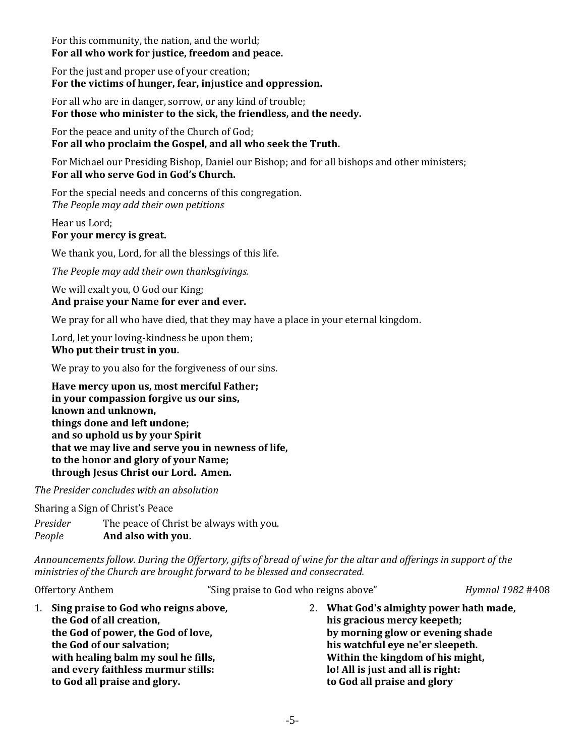For this community, the nation, and the world;
**For all who work for justice, freedom and peace.**

For the just and proper use of your creation;
**For the victims of hunger, fear, injustice and oppression.**

For all who are in danger, sorrow, or any kind of trouble;
**For those who minister to the sick, the friendless, and the needy.**

For the peace and unity of the Church of God;
**For all who proclaim the Gospel, and all who seek the Truth.**

For Michael our Presiding Bishop, Daniel our Bishop; and for all bishops and other ministers;
**For all who serve God in God's Church.**

For the special needs and concerns of this congregation.
*The People may add their own petitions*

Hear us Lord;
**For your mercy is great.**

We thank you, Lord, for all the blessings of this life.

*The People may add their own thanksgivings.*

We will exalt you, O God our King;
**And praise your Name for ever and ever.**

We pray for all who have died, that they may have a place in your eternal kingdom.

Lord, let your loving-kindness be upon them;
**Who put their trust in you.**

We pray to you also for the forgiveness of our sins.

**Have mercy upon us, most merciful Father;**
**in your compassion forgive us our sins,**
**known and unknown,**
**things done and left undone;**
**and so uphold us by your Spirit**
**that we may live and serve you in newness of life,**
**to the honor and glory of your Name;**
**through Jesus Christ our Lord. Amen.**

*The Presider concludes with an absolution*

Sharing a Sign of Christ's Peace

*Presider* The peace of Christ be always with you.
*People* **And also with you.**

*Announcements follow. During the Offertory, gifts of bread of wine for the altar and offerings in support of the ministries of the Church are brought forward to be blessed and consecrated.*

Offertory Anthem "Sing praise to God who reigns above" *Hymnal 1982* #408

1. **Sing praise to God who reigns above,**
**the God of all creation,**
**the God of power, the God of love,**
**the God of our salvation;**
**with healing balm my soul he fills,**
**and every faithless murmur stills:**
**to God all praise and glory.**

2. **What God's almighty power hath made,**
**his gracious mercy keepeth;**
**by morning glow or evening shade**
**his watchful eye ne'er sleepeth.**
**Within the kingdom of his might,**
**lo! All is just and all is right:**
**to God all praise and glory**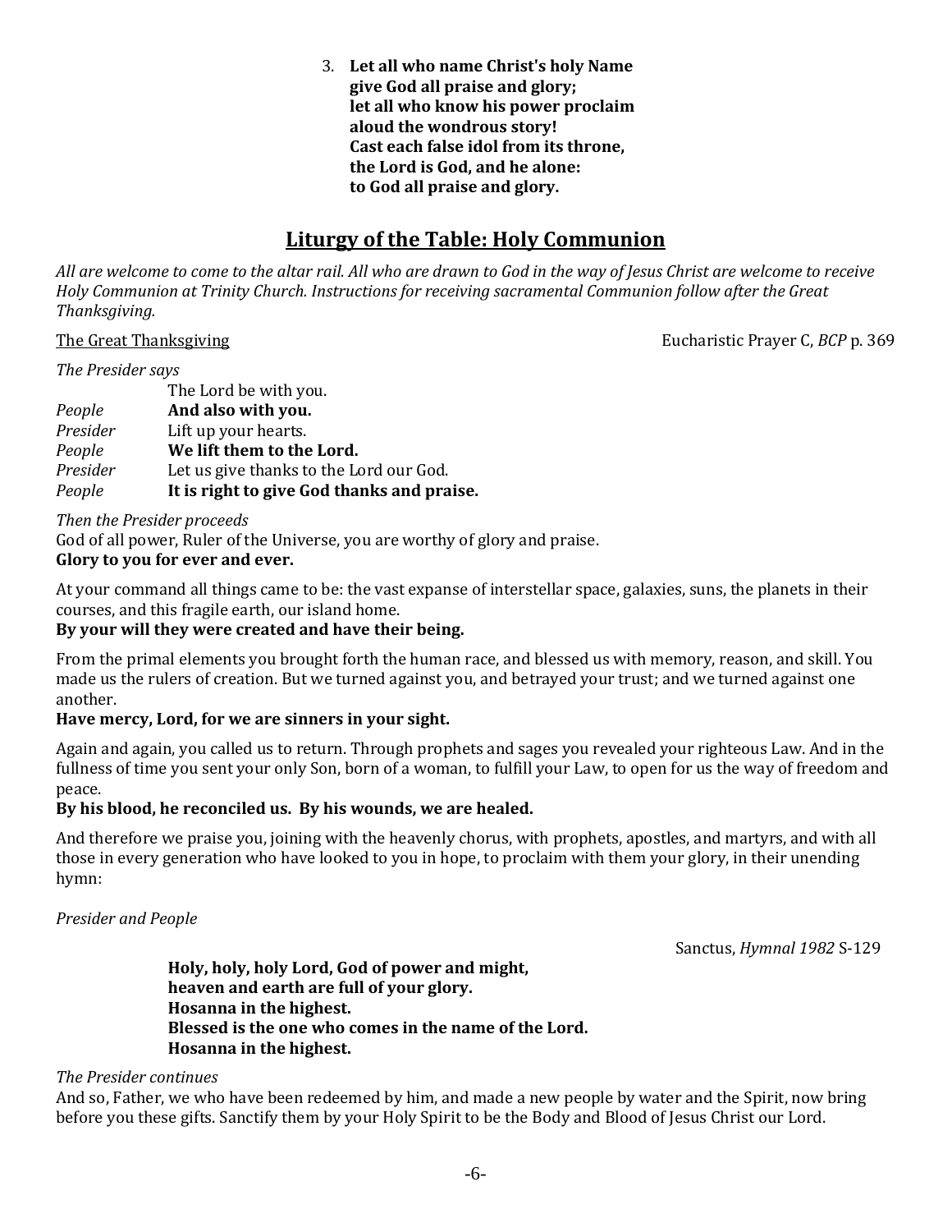3. **Let all who name Christ's holy Name**
   **give God all praise and glory;**
   **let all who know his power proclaim**
   **aloud the wondrous story!**
   **Cast each false idol from its throne,**
   **the Lord is God, and he alone:**
   **to God all praise and glory.**

## Liturgy of the Table: Holy Communion

*All are welcome to come to the altar rail. All who are drawn to God in the way of Jesus Christ are welcome to receive Holy Communion at Trinity Church. Instructions for receiving sacramental Communion follow after the Great Thanksgiving.*

The Great Thanksgiving — Eucharistic Prayer C, *BCP* p. 369

*The Presider says*

The Lord be with you.
*People* **And also with you.**
*Presider* Lift up your hearts.
*People* **We lift them to the Lord.**
*Presider* Let us give thanks to the Lord our God.
*People* **It is right to give God thanks and praise.**

*Then the Presider proceeds*
God of all power, Ruler of the Universe, you are worthy of glory and praise.
**Glory to you for ever and ever.**

At your command all things came to be: the vast expanse of interstellar space, galaxies, suns, the planets in their courses, and this fragile earth, our island home.
**By your will they were created and have their being.**

From the primal elements you brought forth the human race, and blessed us with memory, reason, and skill. You made us the rulers of creation. But we turned against you, and betrayed your trust; and we turned against one another.
**Have mercy, Lord, for we are sinners in your sight.**

Again and again, you called us to return. Through prophets and sages you revealed your righteous Law. And in the fullness of time you sent your only Son, born of a woman, to fulfill your Law, to open for us the way of freedom and peace.
**By his blood, he reconciled us. By his wounds, we are healed.**

And therefore we praise you, joining with the heavenly chorus, with prophets, apostles, and martyrs, and with all those in every generation who have looked to you in hope, to proclaim with them your glory, in their unending hymn:

*Presider and People*

Sanctus, *Hymnal 1982* S-129

**Holy, holy, holy Lord, God of power and might,**
**heaven and earth are full of your glory.**
**Hosanna in the highest.**
**Blessed is the one who comes in the name of the Lord.**
**Hosanna in the highest.**

*The Presider continues*
And so, Father, we who have been redeemed by him, and made a new people by water and the Spirit, now bring before you these gifts. Sanctify them by your Holy Spirit to be the Body and Blood of Jesus Christ our Lord.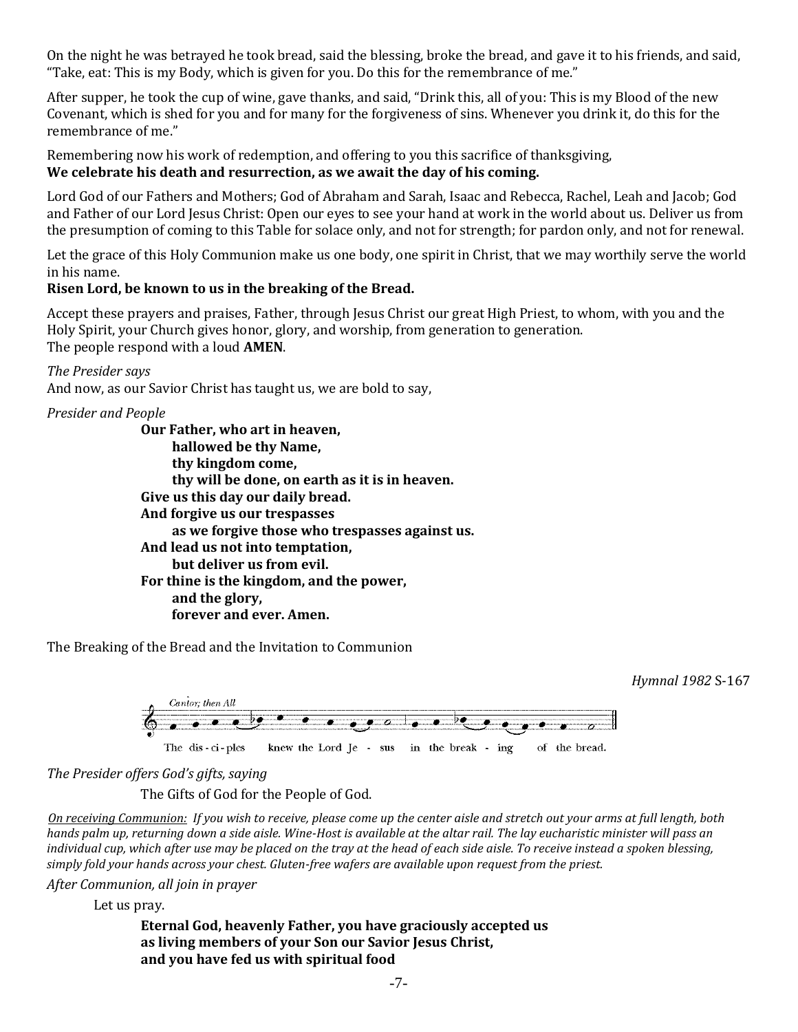On the night he was betrayed he took bread, said the blessing, broke the bread, and gave it to his friends, and said, "Take, eat: This is my Body, which is given for you. Do this for the remembrance of me."

After supper, he took the cup of wine, gave thanks, and said, "Drink this, all of you: This is my Blood of the new Covenant, which is shed for you and for many for the forgiveness of sins. Whenever you drink it, do this for the remembrance of me."

Remembering now his work of redemption, and offering to you this sacrifice of thanksgiving,
**We celebrate his death and resurrection, as we await the day of his coming.**

Lord God of our Fathers and Mothers; God of Abraham and Sarah, Isaac and Rebecca, Rachel, Leah and Jacob; God and Father of our Lord Jesus Christ: Open our eyes to see your hand at work in the world about us. Deliver us from the presumption of coming to this Table for solace only, and not for strength; for pardon only, and not for renewal.

Let the grace of this Holy Communion make us one body, one spirit in Christ, that we may worthily serve the world in his name.
**Risen Lord, be known to us in the breaking of the Bread.**

Accept these prayers and praises, Father, through Jesus Christ our great High Priest, to whom, with you and the Holy Spirit, your Church gives honor, glory, and worship, from generation to generation.
The people respond with a loud **AMEN**.

*The Presider says*
And now, as our Savior Christ has taught us, we are bold to say,

*Presider and People*

**Our Father, who art in heaven,**
**hallowed be thy Name,**
**thy kingdom come,**
**thy will be done, on earth as it is in heaven.**
**Give us this day our daily bread.**
**And forgive us our trespasses**
**as we forgive those who trespasses against us.**
**And lead us not into temptation,**
**but deliver us from evil.**
**For thine is the kingdom, and the power,**
**and the glory,**
**forever and ever. Amen.**

The Breaking of the Bread and the Invitation to Communion

*Hymnal 1982* S-167

*Cantor, then All*

The disciples knew the Lord Jesus in the breaking of the bread.

*The Presider offers God's gifts, saying*

The Gifts of God for the People of God.

*On receiving Communion: If you wish to receive, please come up the center aisle and stretch out your arms at full length, both hands palm up, returning down a side aisle. Wine-Host is available at the altar rail. The lay eucharistic minister will pass an individual cup, which after use may be placed on the tray at the head of each side aisle. To receive instead a spoken blessing, simply fold your hands across your chest. Gluten-free wafers are available upon request from the priest.*

*After Communion, all join in prayer*

Let us pray.

**Eternal God, heavenly Father, you have graciously accepted us**
**as living members of your Son our Savior Jesus Christ,**
**and you have fed us with spiritual food**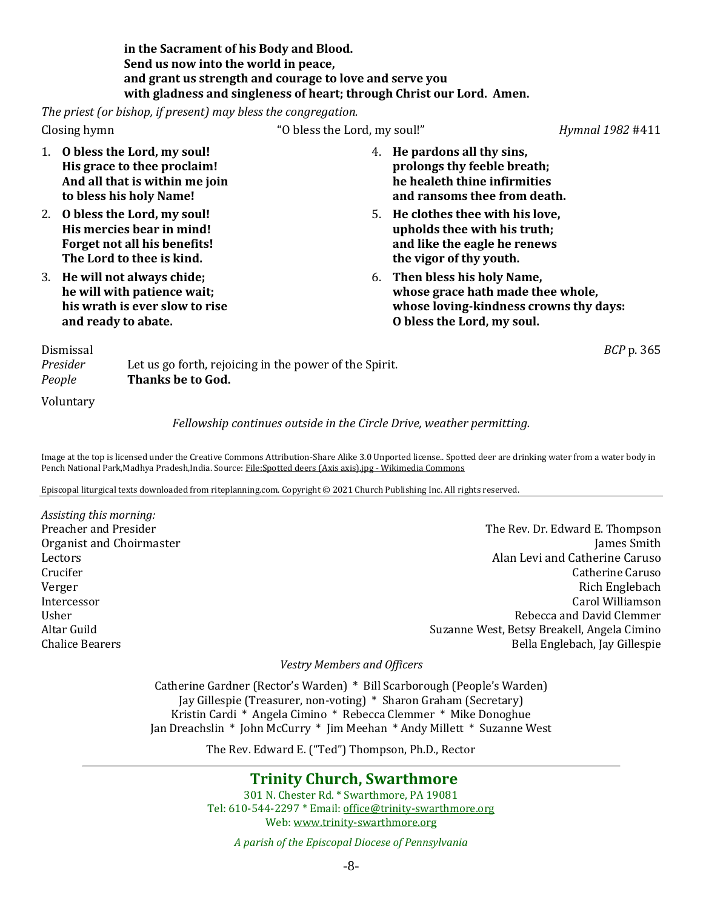**in the Sacrament of his Body and Blood.**
**Send us now into the world in peace,**
**and grant us strength and courage to love and serve you**
**with gladness and singleness of heart; through Christ our Lord. Amen.**

*The priest (or bishop, if present) may bless the congregation.*

Closing hymn "O bless the Lord, my soul!" *Hymnal 1982* #411

1. **O bless the Lord, my soul!**
   **His grace to thee proclaim!**
   **And all that is within me join**
   **to bless his holy Name!**
2. **O bless the Lord, my soul!**
   **His mercies bear in mind!**
   **Forget not all his benefits!**
   **The Lord to thee is kind.**
3. **He will not always chide;**
   **he will with patience wait;**
   **his wrath is ever slow to rise**
   **and ready to abate.**
4. **He pardons all thy sins,**
   **prolongs thy feeble breath;**
   **he healeth thine infirmities**
   **and ransoms thee from death.**
5. **He clothes thee with his love,**
   **upholds thee with his truth;**
   **and like the eagle he renews**
   **the vigor of thy youth.**
6. **Then bless his holy Name,**
   **whose grace hath made thee whole,**
   **whose loving-kindness crowns thy days:**
   **O bless the Lord, my soul.**

Dismissal *BCP* p. 365

*Presider* Let us go forth, rejoicing in the power of the Spirit.
*People* **Thanks be to God.**

Voluntary

*Fellowship continues outside in the Circle Drive, weather permitting.*

Image at the top is licensed under the Creative Commons Attribution-Share Alike 3.0 Unported license.. Spotted deer are drinking water from a water body in Pench National Park,Madhya Pradesh,India. Source: File:Spotted deers (Axis axis).jpg - Wikimedia Commons

Episcopal liturgical texts downloaded from riteplanning.com. Copyright © 2021 Church Publishing Inc. All rights reserved.

*Assisting this morning:*

| | |
|---|---|
| Preacher and Presider | The Rev. Dr. Edward E. Thompson |
| Organist and Choirmaster | James Smith |
| Lectors | Alan Levi and Catherine Caruso |
| Crucifer | Catherine Caruso |
| Verger | Rich Englebach |
| Intercessor | Carol Williamson |
| Usher | Rebecca and David Clemmer |
| Altar Guild | Suzanne West, Betsy Breakell, Angela Cimino |
| Chalice Bearers | Bella Englebach, Jay Gillespie |

*Vestry Members and Officers*

Catherine Gardner (Rector's Warden) * Bill Scarborough (People's Warden)
Jay Gillespie (Treasurer, non-voting) * Sharon Graham (Secretary)
Kristin Cardi * Angela Cimino * Rebecca Clemmer * Mike Donoghue
Jan Dreachslin * John McCurry * Jim Meehan * Andy Millett * Suzanne West

The Rev. Edward E. ("Ted") Thompson, Ph.D., Rector

## Trinity Church, Swarthmore

301 N. Chester Rd. * Swarthmore, PA 19081
Tel: 610-544-2297 * Email: office@trinity-swarthmore.org
Web: www.trinity-swarthmore.org

*A parish of the Episcopal Diocese of Pennsylvania*